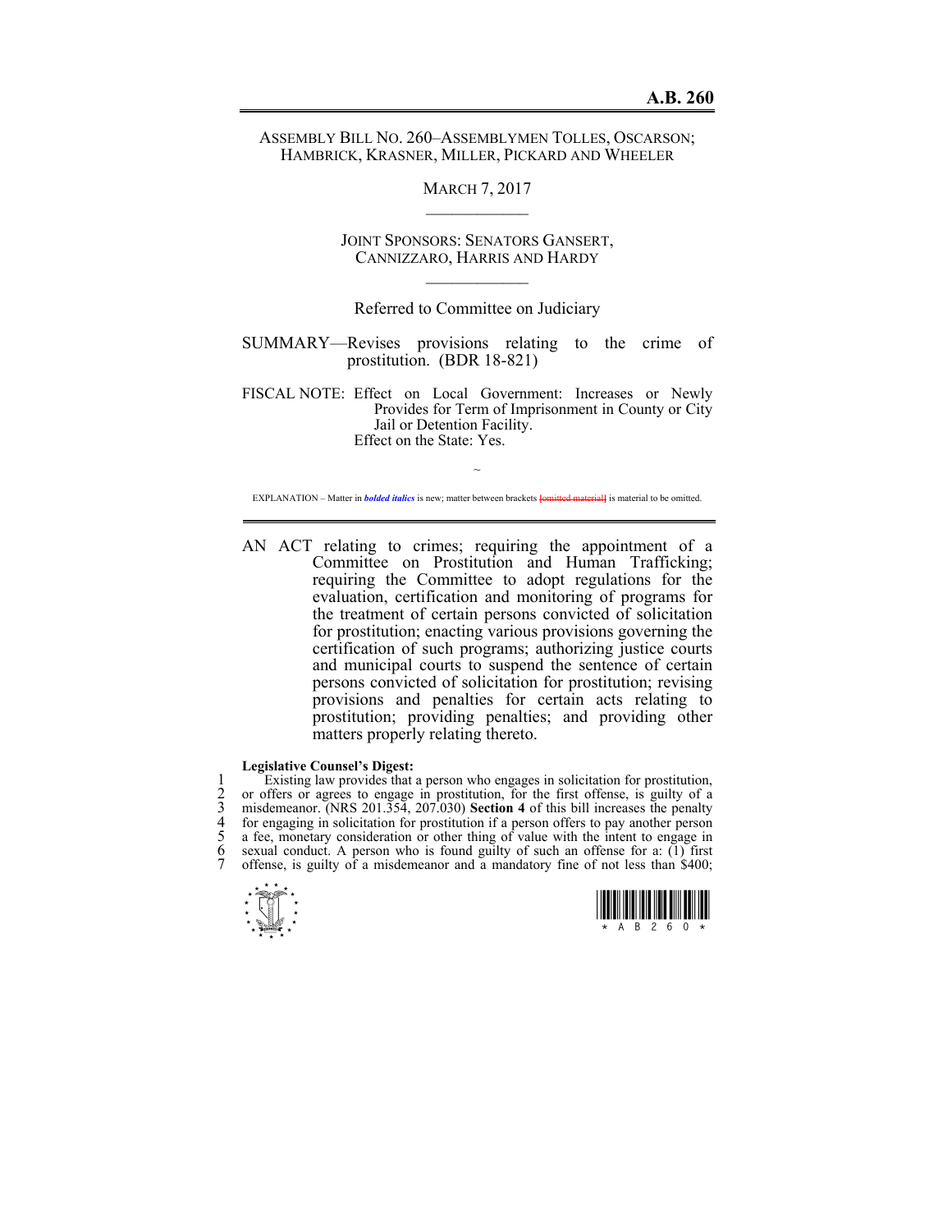**A.B. 260**

ASSEMBLY BILL NO. 260–ASSEMBLYMEN TOLLES, OSCARSON; HAMBRICK, KRASNER, MILLER, PICKARD AND WHEELER

MARCH 7, 2017

JOINT SPONSORS: SENATORS GANSERT, CANNIZZARO, HARRIS AND HARDY

Referred to Committee on Judiciary

SUMMARY—Revises provisions relating to the crime of prostitution. (BDR 18-821)

FISCAL NOTE: Effect on Local Government: Increases or Newly Provides for Term of Imprisonment in County or City Jail or Detention Facility.
Effect on the State: Yes.

~

EXPLANATION – Matter in ***bolded italics*** is new; matter between brackets ~~[omitted material]~~ is material to be omitted.

AN ACT relating to crimes; requiring the appointment of a Committee on Prostitution and Human Trafficking; requiring the Committee to adopt regulations for the evaluation, certification and monitoring of programs for the treatment of certain persons convicted of solicitation for prostitution; enacting various provisions governing the certification of such programs; authorizing justice courts and municipal courts to suspend the sentence of certain persons convicted of solicitation for prostitution; revising provisions and penalties for certain acts relating to prostitution; providing penalties; and providing other matters properly relating thereto.

**Legislative Counsel's Digest:**

1 Existing law provides that a person who engages in solicitation for prostitution,
2 or offers or agrees to engage in prostitution, for the first offense, is guilty of a
3 misdemeanor. (NRS 201.354, 207.030) **Section 4** of this bill increases the penalty
4 for engaging in solicitation for prostitution if a person offers to pay another person
5 a fee, monetary consideration or other thing of value with the intent to engage in
6 sexual conduct. A person who is found guilty of such an offense for a: (1) first
7 offense, is guilty of a misdemeanor and a mandatory fine of not less than $400;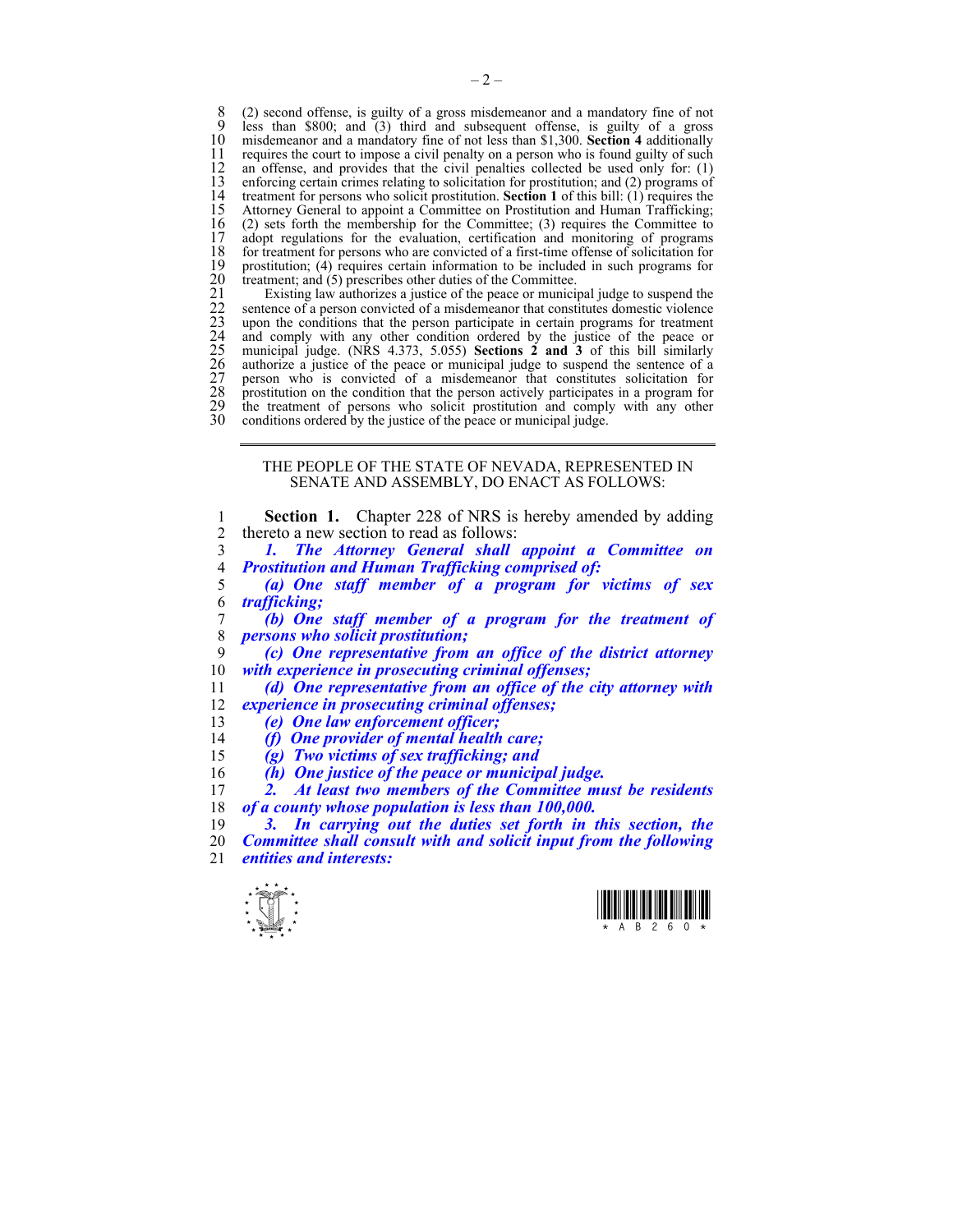(2) second offense, is guilty of a gross misdemeanor and a mandatory fine of not less than $800; and (3) third and subsequent offense, is guilty of a gross misdemeanor and a mandatory fine of not less than $1,300. **Section 4** additionally requires the court to impose a civil penalty on a person who is found guilty of such an offense, and provides that the civil penalties collected be used only for: (1) enforcing certain crimes relating to solicitation for prostitution; and (2) programs of treatment for persons who solicit prostitution. **Section 1** of this bill: (1) requires the Attorney General to appoint a Committee on Prostitution and Human Trafficking; (2) sets forth the membership for the Committee; (3) requires the Committee to adopt regulations for the evaluation, certification and monitoring of programs for treatment for persons who are convicted of a first-time offense of solicitation for prostitution; (4) requires certain information to be included in such programs for treatment; and (5) prescribes other duties of the Committee.

Existing law authorizes a justice of the peace or municipal judge to suspend the sentence of a person convicted of a misdemeanor that constitutes domestic violence upon the conditions that the person participate in certain programs for treatment and comply with any other condition ordered by the justice of the peace or municipal judge. (NRS 4.373, 5.055) **Sections 2 and 3** of this bill similarly authorize a justice of the peace or municipal judge to suspend the sentence of a person who is convicted of a misdemeanor that constitutes solicitation for prostitution on the condition that the person actively participates in a program for the treatment of persons who solicit prostitution and comply with any other conditions ordered by the justice of the peace or municipal judge.

---

THE PEOPLE OF THE STATE OF NEVADA, REPRESENTED IN SENATE AND ASSEMBLY, DO ENACT AS FOLLOWS:

**Section 1.** Chapter 228 of NRS is hereby amended by adding thereto a new section to read as follows:

***1. The Attorney General shall appoint a Committee on Prostitution and Human Trafficking comprised of:***

***(a) One staff member of a program for victims of sex trafficking;***

***(b) One staff member of a program for the treatment of persons who solicit prostitution;***

***(c) One representative from an office of the district attorney with experience in prosecuting criminal offenses;***

***(d) One representative from an office of the city attorney with experience in prosecuting criminal offenses;***

***(e) One law enforcement officer;***

***(f) One provider of mental health care;***

***(g) Two victims of sex trafficking; and***

***(h) One justice of the peace or municipal judge.***

***2. At least two members of the Committee must be residents of a county whose population is less than 100,000.***

***3. In carrying out the duties set forth in this section, the Committee shall consult with and solicit input from the following entities and interests:***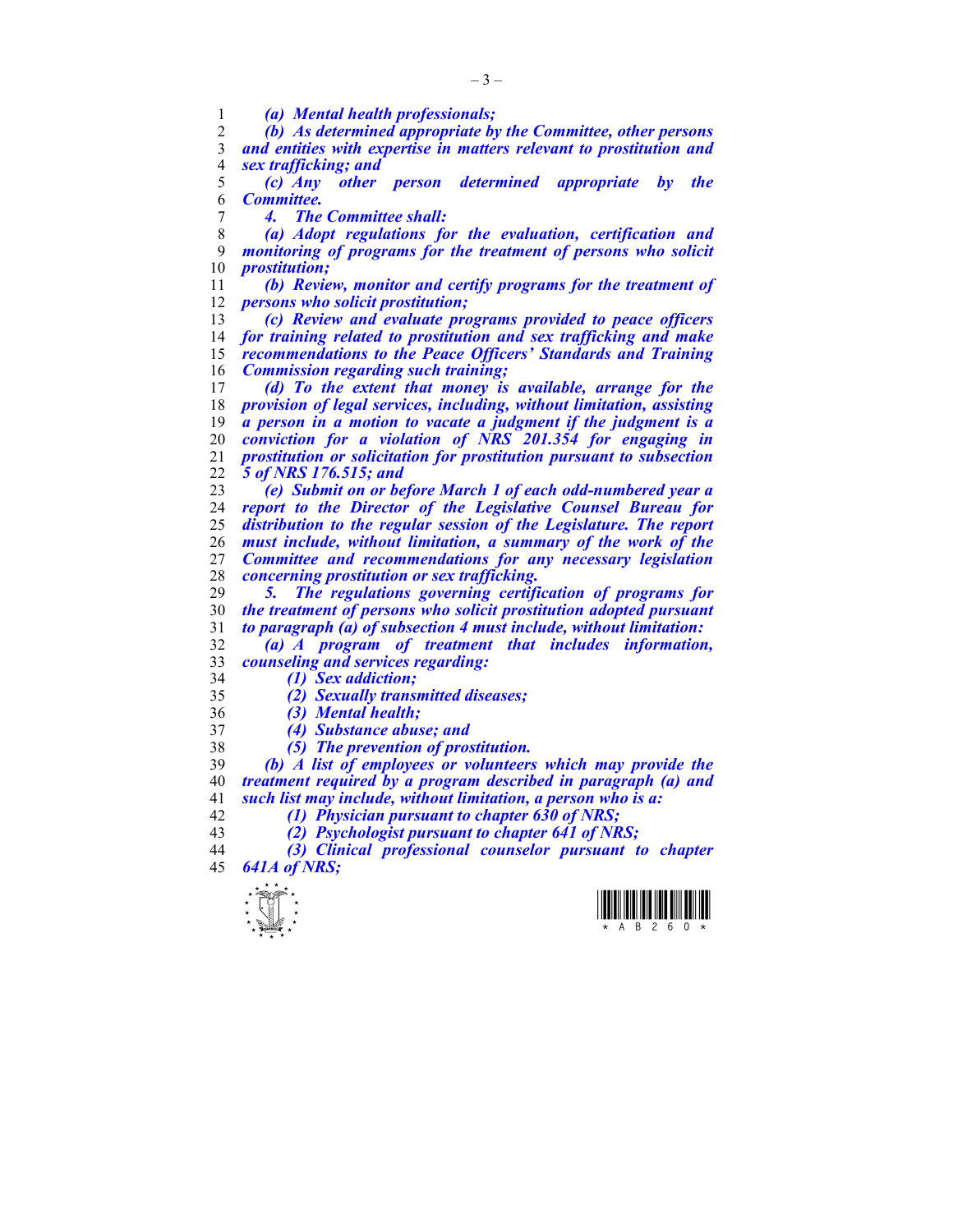*(a) Mental health professionals;*

*(b) As determined appropriate by the Committee, other persons and entities with expertise in matters relevant to prostitution and sex trafficking; and*

*(c) Any other person determined appropriate by the Committee.*

***4. The Committee shall:***

*(a) Adopt regulations for the evaluation, certification and monitoring of programs for the treatment of persons who solicit prostitution;*

*(b) Review, monitor and certify programs for the treatment of persons who solicit prostitution;*

*(c) Review and evaluate programs provided to peace officers for training related to prostitution and sex trafficking and make recommendations to the Peace Officers' Standards and Training Commission regarding such training;*

*(d) To the extent that money is available, arrange for the provision of legal services, including, without limitation, assisting a person in a motion to vacate a judgment if the judgment is a conviction for a violation of NRS 201.354 for engaging in prostitution or solicitation for prostitution pursuant to subsection 5 of NRS 176.515; and*

*(e) Submit on or before March 1 of each odd-numbered year a report to the Director of the Legislative Counsel Bureau for distribution to the regular session of the Legislature. The report must include, without limitation, a summary of the work of the Committee and recommendations for any necessary legislation concerning prostitution or sex trafficking.*

***5. The regulations governing certification of programs for the treatment of persons who solicit prostitution adopted pursuant to paragraph (a) of subsection 4 must include, without limitation:***

*(a) A program of treatment that includes information, counseling and services regarding:*

*(1) Sex addiction;*

*(2) Sexually transmitted diseases;*

*(3) Mental health;*

*(4) Substance abuse; and*

*(5) The prevention of prostitution.*

*(b) A list of employees or volunteers which may provide the treatment required by a program described in paragraph (a) and such list may include, without limitation, a person who is a:*

*(1) Physician pursuant to chapter 630 of NRS;*

*(2) Psychologist pursuant to chapter 641 of NRS;*

*(3) Clinical professional counselor pursuant to chapter 641A of NRS;*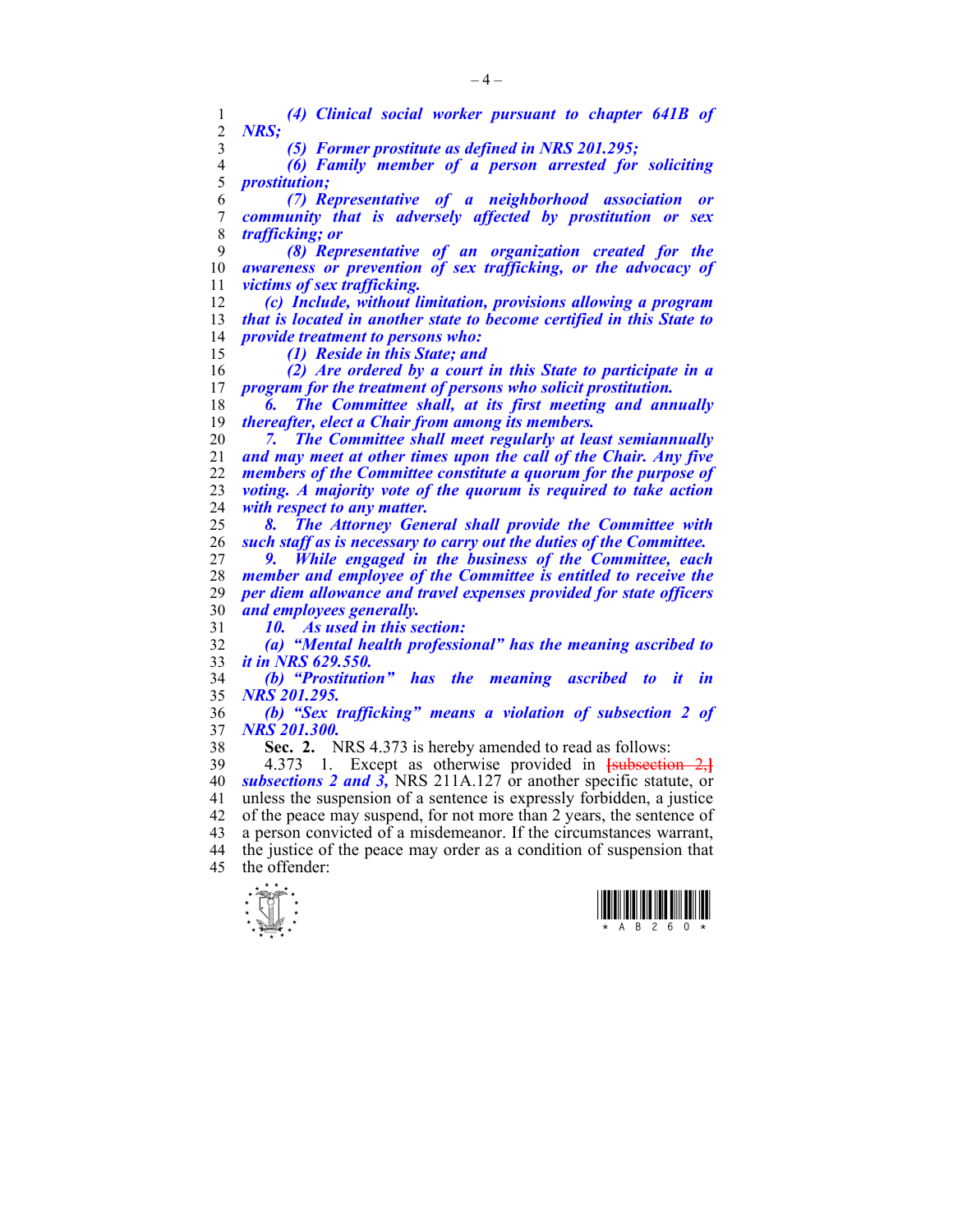*(4) Clinical social worker pursuant to chapter 641B of NRS;*

*(5) Former prostitute as defined in NRS 201.295;*

*(6) Family member of a person arrested for soliciting prostitution;*

*(7) Representative of a neighborhood association or community that is adversely affected by prostitution or sex trafficking; or*

*(8) Representative of an organization created for the awareness or prevention of sex trafficking, or the advocacy of victims of sex trafficking.*

*(c) Include, without limitation, provisions allowing a program that is located in another state to become certified in this State to provide treatment to persons who:*

*(1) Reside in this State; and*

*(2) Are ordered by a court in this State to participate in a program for the treatment of persons who solicit prostitution.*

*6. The Committee shall, at its first meeting and annually thereafter, elect a Chair from among its members.*

*7. The Committee shall meet regularly at least semiannually and may meet at other times upon the call of the Chair. Any five members of the Committee constitute a quorum for the purpose of voting. A majority vote of the quorum is required to take action with respect to any matter.*

*8. The Attorney General shall provide the Committee with such staff as is necessary to carry out the duties of the Committee.*

*9. While engaged in the business of the Committee, each member and employee of the Committee is entitled to receive the per diem allowance and travel expenses provided for state officers and employees generally.*

*10. As used in this section:*

*(a) "Mental health professional" has the meaning ascribed to it in NRS 629.550.*

*(b) "Prostitution" has the meaning ascribed to it in NRS 201.295.*

*(b) "Sex trafficking" means a violation of subsection 2 of NRS 201.300.*

**Sec. 2.** NRS 4.373 is hereby amended to read as follows:

4.373 1. Except as otherwise provided in [subsection 2,] ***subsections 2 and 3,*** NRS 211A.127 or another specific statute, or unless the suspension of a sentence is expressly forbidden, a justice of the peace may suspend, for not more than 2 years, the sentence of a person convicted of a misdemeanor. If the circumstances warrant, the justice of the peace may order as a condition of suspension that the offender: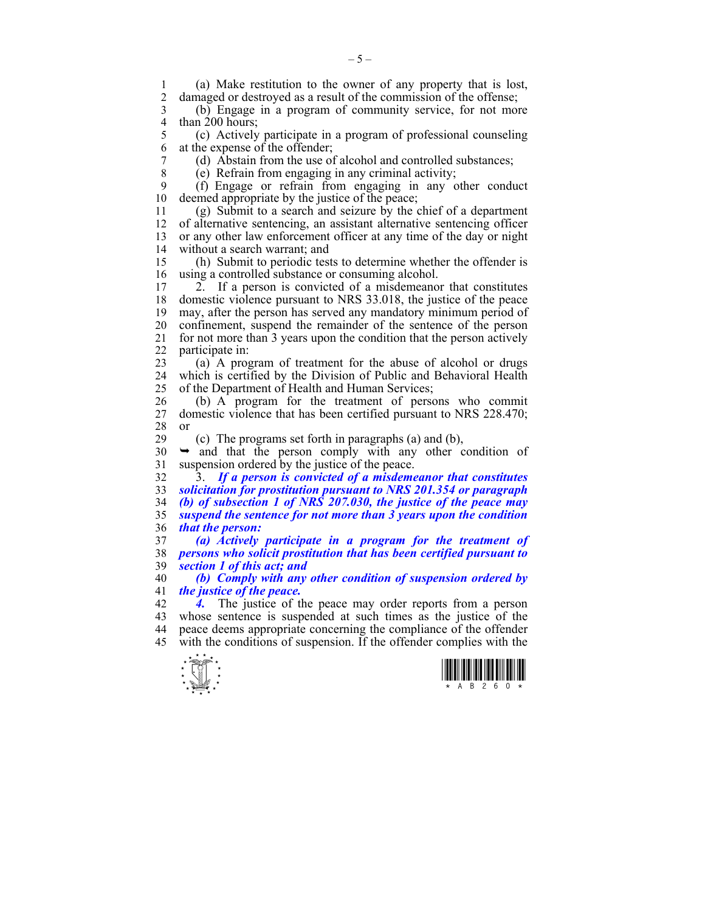(a) Make restitution to the owner of any property that is lost, damaged or destroyed as a result of the commission of the offense;

(b) Engage in a program of community service, for not more than 200 hours;

(c) Actively participate in a program of professional counseling at the expense of the offender;

(d) Abstain from the use of alcohol and controlled substances;

(e) Refrain from engaging in any criminal activity;

(f) Engage or refrain from engaging in any other conduct deemed appropriate by the justice of the peace;

(g) Submit to a search and seizure by the chief of a department of alternative sentencing, an assistant alternative sentencing officer or any other law enforcement officer at any time of the day or night without a search warrant; and

(h) Submit to periodic tests to determine whether the offender is using a controlled substance or consuming alcohol.

2. If a person is convicted of a misdemeanor that constitutes domestic violence pursuant to NRS 33.018, the justice of the peace may, after the person has served any mandatory minimum period of confinement, suspend the remainder of the sentence of the person for not more than 3 years upon the condition that the person actively participate in:

(a) A program of treatment for the abuse of alcohol or drugs which is certified by the Division of Public and Behavioral Health of the Department of Health and Human Services;

(b) A program for the treatment of persons who commit domestic violence that has been certified pursuant to NRS 228.470; or

(c) The programs set forth in paragraphs (a) and (b),

➥ and that the person comply with any other condition of suspension ordered by the justice of the peace.

3. ***If a person is convicted of a misdemeanor that constitutes solicitation for prostitution pursuant to NRS 201.354 or paragraph (b) of subsection 1 of NRS 207.030, the justice of the peace may suspend the sentence for not more than 3 years upon the condition that the person:***

***(a) Actively participate in a program for the treatment of persons who solicit prostitution that has been certified pursuant to section 1 of this act; and***

***(b) Comply with any other condition of suspension ordered by the justice of the peace.***

***4.*** The justice of the peace may order reports from a person whose sentence is suspended at such times as the justice of the peace deems appropriate concerning the compliance of the offender with the conditions of suspension. If the offender complies with the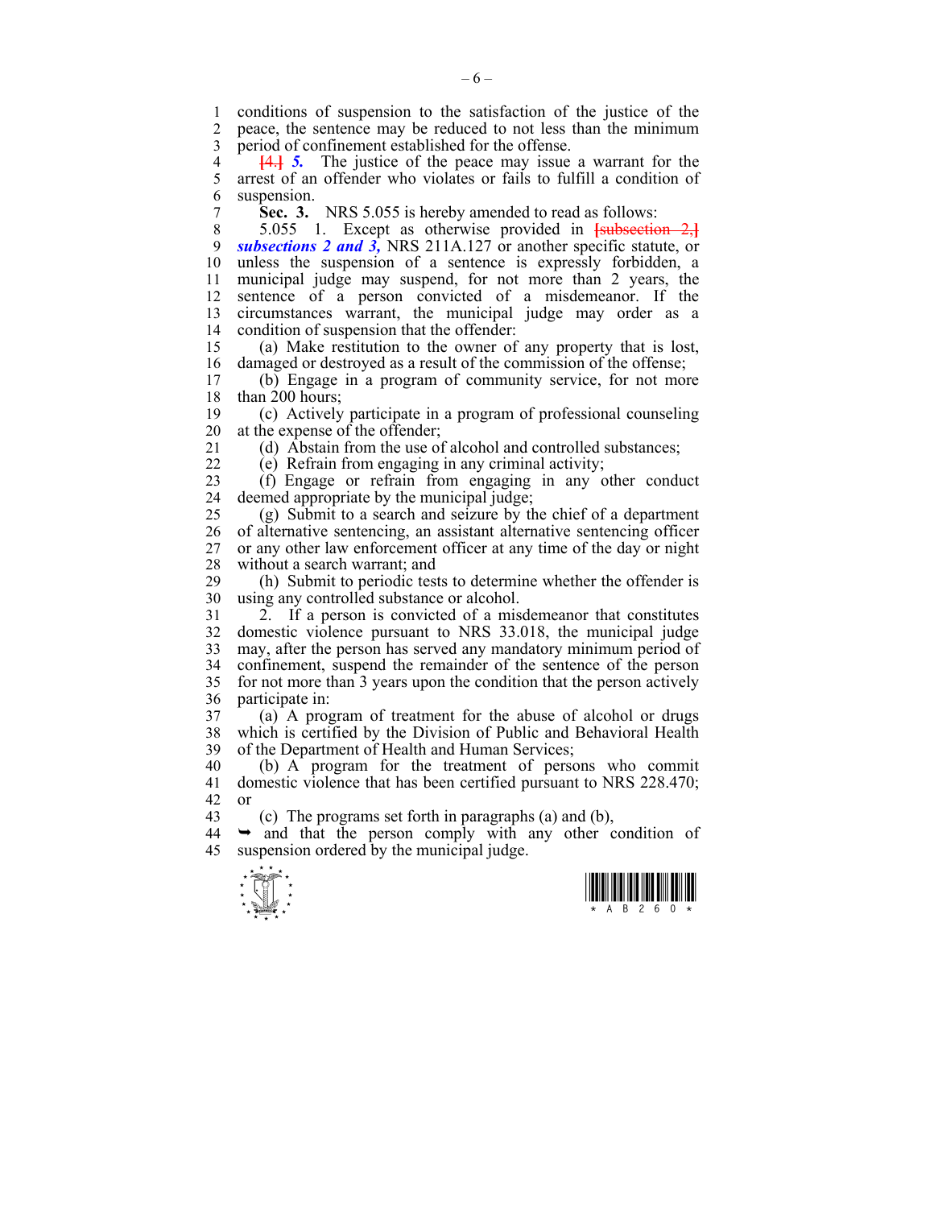conditions of suspension to the satisfaction of the justice of the peace, the sentence may be reduced to not less than the minimum period of confinement established for the offense.

~~[4.]~~ ***5.*** The justice of the peace may issue a warrant for the arrest of an offender who violates or fails to fulfill a condition of suspension.

**Sec. 3.** NRS 5.055 is hereby amended to read as follows:

5.055 1. Except as otherwise provided in ~~[subsection 2,]~~ ***subsections 2 and 3,*** NRS 211A.127 or another specific statute, or unless the suspension of a sentence is expressly forbidden, a municipal judge may suspend, for not more than 2 years, the sentence of a person convicted of a misdemeanor. If the circumstances warrant, the municipal judge may order as a condition of suspension that the offender:

(a) Make restitution to the owner of any property that is lost, damaged or destroyed as a result of the commission of the offense;

(b) Engage in a program of community service, for not more than 200 hours;

(c) Actively participate in a program of professional counseling at the expense of the offender;

(d) Abstain from the use of alcohol and controlled substances;

(e) Refrain from engaging in any criminal activity;

(f) Engage or refrain from engaging in any other conduct deemed appropriate by the municipal judge;

(g) Submit to a search and seizure by the chief of a department of alternative sentencing, an assistant alternative sentencing officer or any other law enforcement officer at any time of the day or night without a search warrant; and

(h) Submit to periodic tests to determine whether the offender is using any controlled substance or alcohol.

2. If a person is convicted of a misdemeanor that constitutes domestic violence pursuant to NRS 33.018, the municipal judge may, after the person has served any mandatory minimum period of confinement, suspend the remainder of the sentence of the person for not more than 3 years upon the condition that the person actively participate in:

(a) A program of treatment for the abuse of alcohol or drugs which is certified by the Division of Public and Behavioral Health of the Department of Health and Human Services;

(b) A program for the treatment of persons who commit domestic violence that has been certified pursuant to NRS 228.470; or

(c) The programs set forth in paragraphs (a) and (b),

➥ and that the person comply with any other condition of suspension ordered by the municipal judge.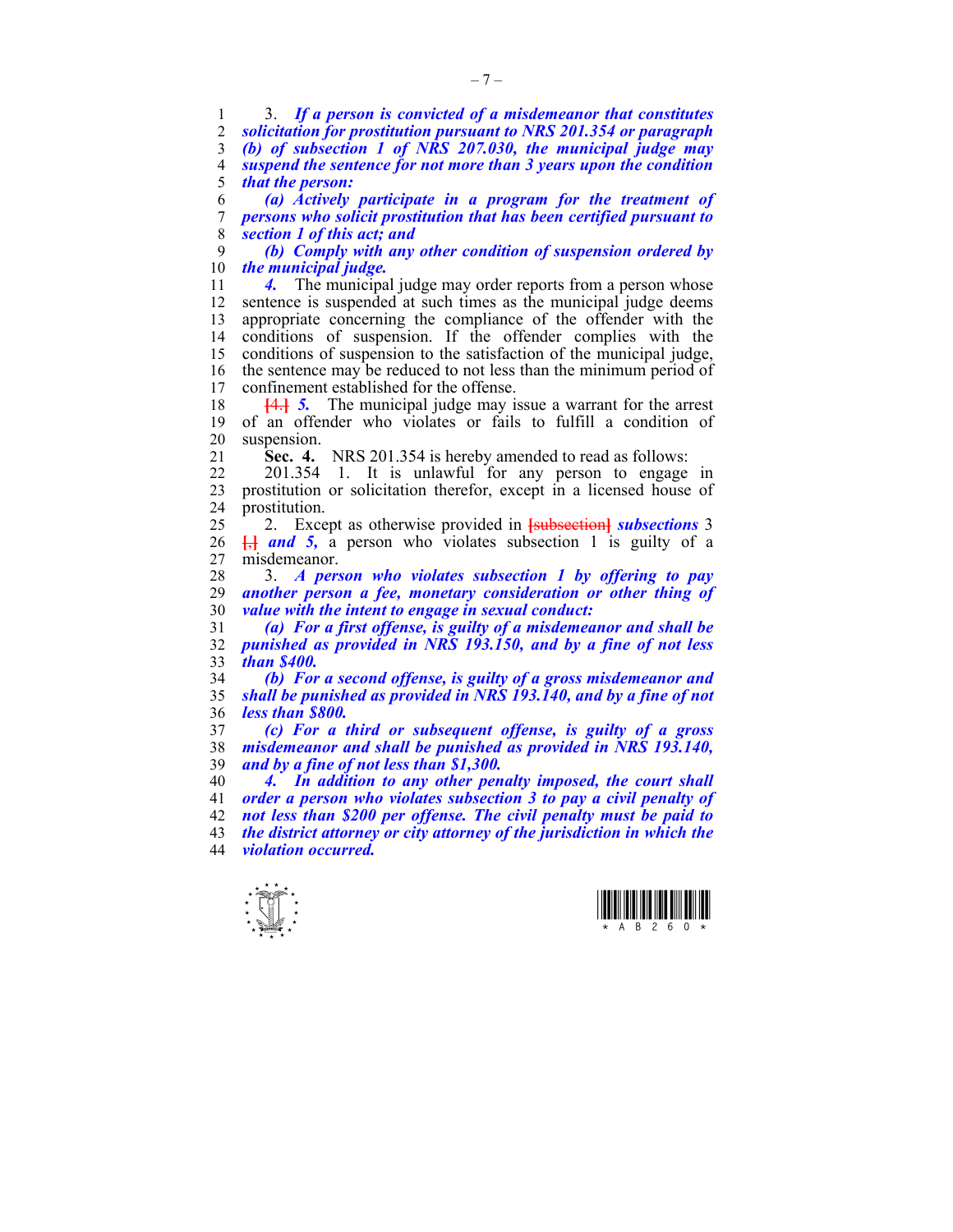3. ***If a person is convicted of a misdemeanor that constitutes solicitation for prostitution pursuant to NRS 201.354 or paragraph (b) of subsection 1 of NRS 207.030, the municipal judge may suspend the sentence for not more than 3 years upon the condition that the person:***

***(a) Actively participate in a program for the treatment of persons who solicit prostitution that has been certified pursuant to section 1 of this act; and***

***(b) Comply with any other condition of suspension ordered by the municipal judge.***

***4.*** The municipal judge may order reports from a person whose sentence is suspended at such times as the municipal judge deems appropriate concerning the compliance of the offender with the conditions of suspension. If the offender complies with the conditions of suspension to the satisfaction of the municipal judge, the sentence may be reduced to not less than the minimum period of confinement established for the offense.

~~[4.]~~ ***5.*** The municipal judge may issue a warrant for the arrest of an offender who violates or fails to fulfill a condition of suspension.

**Sec. 4.** NRS 201.354 is hereby amended to read as follows:

201.354 1. It is unlawful for any person to engage in prostitution or solicitation therefor, except in a licensed house of prostitution.

2. Except as otherwise provided in ~~[subsection]~~ ***subsections*** 3 ~~[,]~~ ***and 5,*** a person who violates subsection 1 is guilty of a misdemeanor.

3. ***A person who violates subsection 1 by offering to pay another person a fee, monetary consideration or other thing of value with the intent to engage in sexual conduct:***

***(a) For a first offense, is guilty of a misdemeanor and shall be punished as provided in NRS 193.150, and by a fine of not less than $400.***

***(b) For a second offense, is guilty of a gross misdemeanor and shall be punished as provided in NRS 193.140, and by a fine of not less than $800.***

***(c) For a third or subsequent offense, is guilty of a gross misdemeanor and shall be punished as provided in NRS 193.140, and by a fine of not less than $1,300.***

***4. In addition to any other penalty imposed, the court shall order a person who violates subsection 3 to pay a civil penalty of not less than $200 per offense. The civil penalty must be paid to the district attorney or city attorney of the jurisdiction in which the violation occurred.***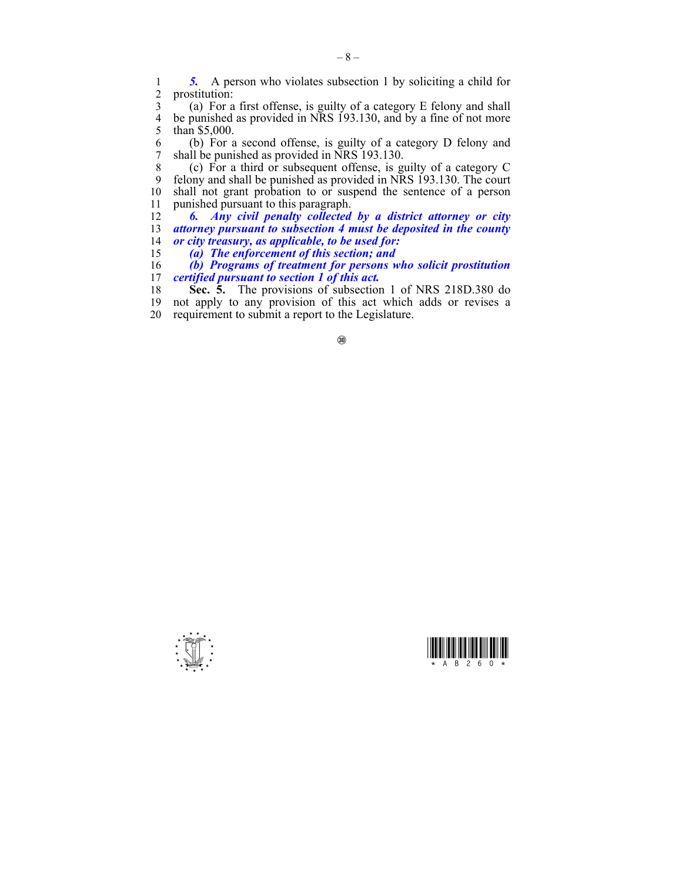***5.*** A person who violates subsection 1 by soliciting a child for prostitution:

(a) For a first offense, is guilty of a category E felony and shall be punished as provided in NRS 193.130, and by a fine of not more than $5,000.

(b) For a second offense, is guilty of a category D felony and shall be punished as provided in NRS 193.130.

(c) For a third or subsequent offense, is guilty of a category C felony and shall be punished as provided in NRS 193.130. The court shall not grant probation to or suspend the sentence of a person punished pursuant to this paragraph.

***6. Any civil penalty collected by a district attorney or city attorney pursuant to subsection 4 must be deposited in the county or city treasury, as applicable, to be used for:***

***(a) The enforcement of this section; and***

***(b) Programs of treatment for persons who solicit prostitution certified pursuant to section 1 of this act.***

**Sec. 5.** The provisions of subsection 1 of NRS 218D.380 do not apply to any provision of this act which adds or revises a requirement to submit a report to the Legislature.